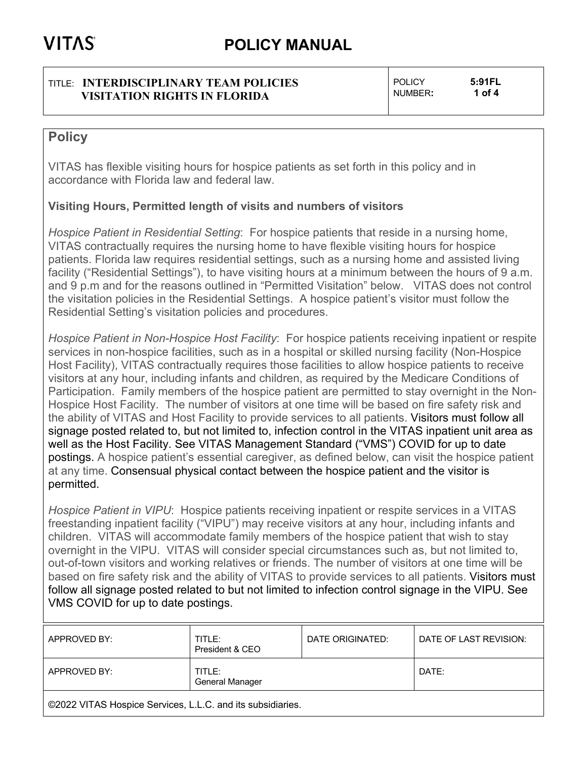# VITAS

# POLICY MANUAL

| TITLE: **INTERDISCIPLINARY TEAM POLICIES VISITATION RIGHTS IN FLORIDA** | POLICY NUMBER: **5:91FL** |
|---|---|

## Policy

VITAS has flexible visiting hours for hospice patients as set forth in this policy and in accordance with Florida law and federal law.

### Visiting Hours, Permitted length of visits and numbers of visitors

*Hospice Patient in Residential Setting*: For hospice patients that reside in a nursing home, VITAS contractually requires the nursing home to have flexible visiting hours for hospice patients. Florida law requires residential settings, such as a nursing home and assisted living facility ("Residential Settings"), to have visiting hours at a minimum between the hours of 9 a.m. and 9 p.m and for the reasons outlined in "Permitted Visitation" below. VITAS does not control the visitation policies in the Residential Settings. A hospice patient's visitor must follow the Residential Setting's visitation policies and procedures.

*Hospice Patient in Non-Hospice Host Facility*: For hospice patients receiving inpatient or respite services in non-hospice facilities, such as in a hospital or skilled nursing facility (Non-Hospice Host Facility), VITAS contractually requires those facilities to allow hospice patients to receive visitors at any hour, including infants and children, as required by the Medicare Conditions of Participation. Family members of the hospice patient are permitted to stay overnight in the Non-Hospice Host Facility. The number of visitors at one time will be based on fire safety risk and the ability of VITAS and Host Facility to provide services to all patients. Visitors must follow all signage posted related to, but not limited to, infection control in the VITAS inpatient unit area as well as the Host Facility. See VITAS Management Standard ("VMS") COVID for up to date postings. A hospice patient's essential caregiver, as defined below, can visit the hospice patient at any time. Consensual physical contact between the hospice patient and the visitor is permitted.

*Hospice Patient in VIPU*: Hospice patients receiving inpatient or respite services in a VITAS freestanding inpatient facility ("VIPU") may receive visitors at any hour, including infants and children. VITAS will accommodate family members of the hospice patient that wish to stay overnight in the VIPU. VITAS will consider special circumstances such as, but not limited to, out-of-town visitors and working relatives or friends. The number of visitors at one time will be based on fire safety risk and the ability of VITAS to provide services to all patients. Visitors must follow all signage posted related to but not limited to infection control signage in the VIPU. See VMS COVID for up to date postings.

| APPROVED BY: | TITLE: President & CEO | DATE ORIGINATED: | DATE OF LAST REVISION: |
|---|---|---|---|
| APPROVED BY: | TITLE: General Manager | | DATE: |

©2022 VITAS Hospice Services, L.L.C. and its subsidiaries.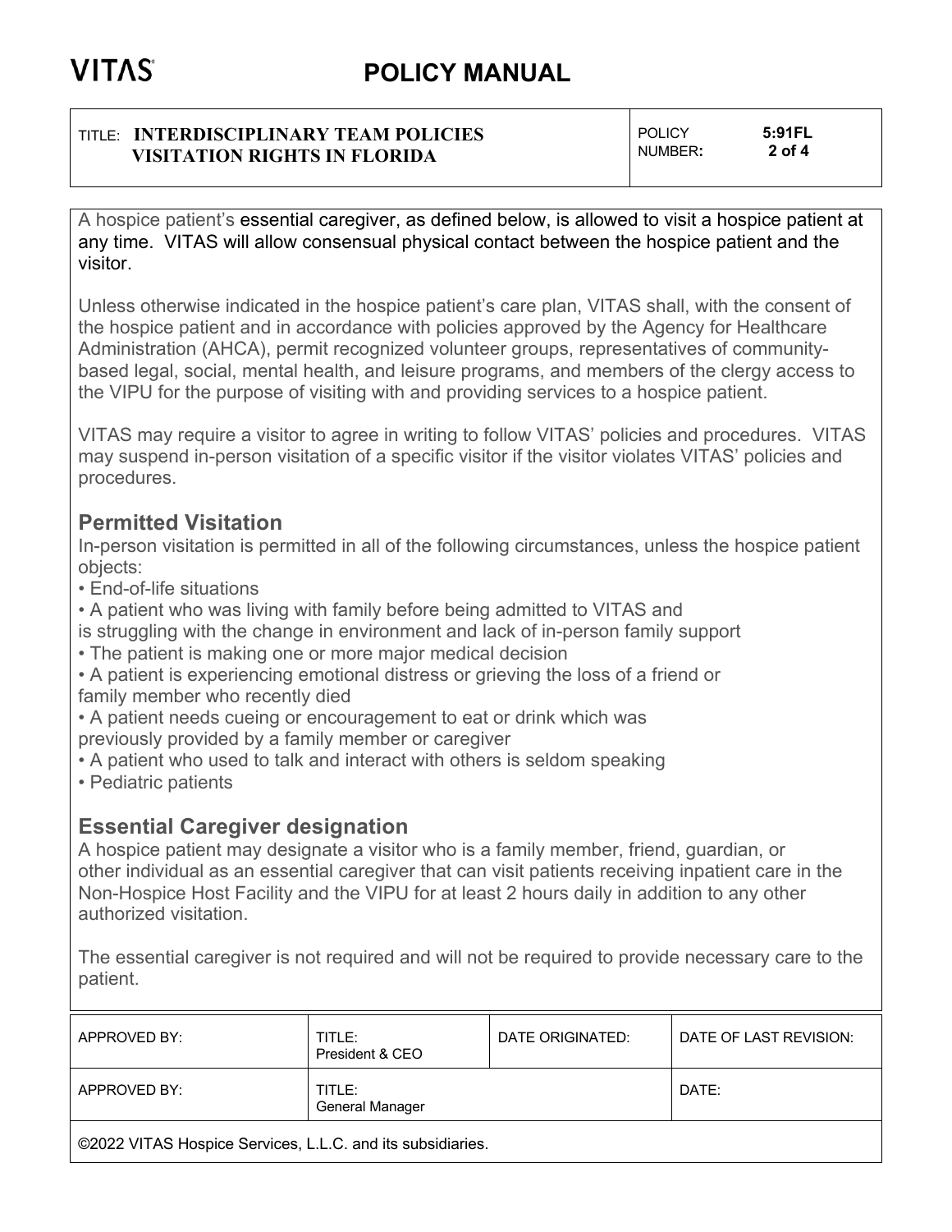A hospice patient's essential caregiver, as defined below, is allowed to visit a hospice patient at any time. VITAS will allow consensual physical contact between the hospice patient and the visitor.

Unless otherwise indicated in the hospice patient's care plan, VITAS shall, with the consent of the hospice patient and in accordance with policies approved by the Agency for Healthcare Administration (AHCA), permit recognized volunteer groups, representatives of community-based legal, social, mental health, and leisure programs, and members of the clergy access to the VIPU for the purpose of visiting with and providing services to a hospice patient.

VITAS may require a visitor to agree in writing to follow VITAS' policies and procedures. VITAS may suspend in-person visitation of a specific visitor if the visitor violates VITAS' policies and procedures.

## Permitted Visitation

In-person visitation is permitted in all of the following circumstances, unless the hospice patient objects:

- End-of-life situations
- A patient who was living with family before being admitted to VITAS and is struggling with the change in environment and lack of in-person family support
- The patient is making one or more major medical decision
- A patient is experiencing emotional distress or grieving the loss of a friend or family member who recently died
- A patient needs cueing or encouragement to eat or drink which was previously provided by a family member or caregiver
- A patient who used to talk and interact with others is seldom speaking
- Pediatric patients

## Essential Caregiver designation

A hospice patient may designate a visitor who is a family member, friend, guardian, or other individual as an essential caregiver that can visit patients receiving inpatient care in the Non-Hospice Host Facility and the VIPU for at least 2 hours daily in addition to any other authorized visitation.

The essential caregiver is not required and will not be required to provide necessary care to the patient.

| APPROVED BY: | TITLE: President & CEO | DATE ORIGINATED: | DATE OF LAST REVISION: |
|---|---|---|---|
| APPROVED BY: | TITLE: General Manager | | DATE: |

©2022 VITAS Hospice Services, L.L.C. and its subsidiaries.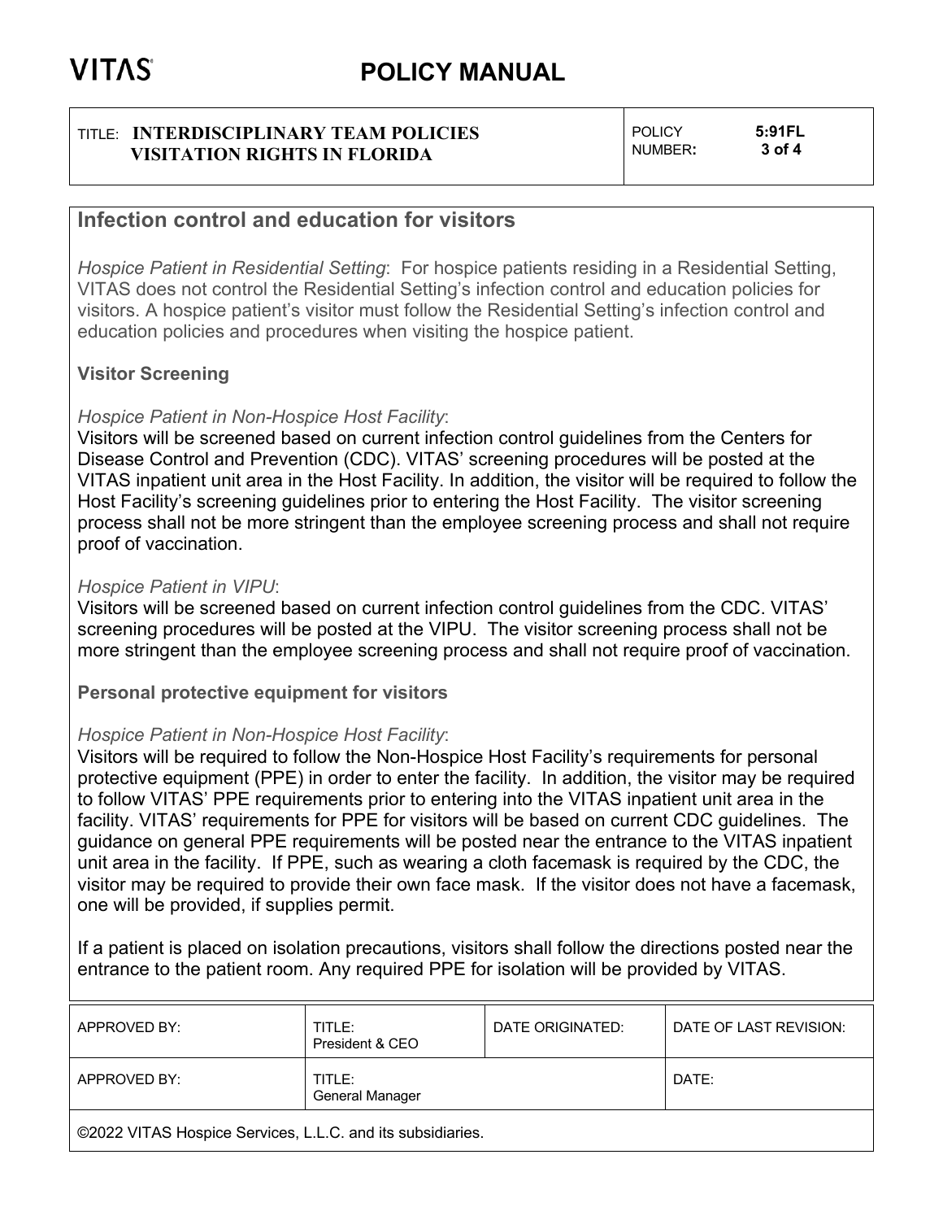## Infection control and education for visitors

*Hospice Patient in Residential Setting*: For hospice patients residing in a Residential Setting, VITAS does not control the Residential Setting's infection control and education policies for visitors. A hospice patient's visitor must follow the Residential Setting's infection control and education policies and procedures when visiting the hospice patient.

### Visitor Screening

*Hospice Patient in Non-Hospice Host Facility*:
Visitors will be screened based on current infection control guidelines from the Centers for Disease Control and Prevention (CDC). VITAS' screening procedures will be posted at the VITAS inpatient unit area in the Host Facility. In addition, the visitor will be required to follow the Host Facility's screening guidelines prior to entering the Host Facility. The visitor screening process shall not be more stringent than the employee screening process and shall not require proof of vaccination.

*Hospice Patient in VIPU*:
Visitors will be screened based on current infection control guidelines from the CDC. VITAS' screening procedures will be posted at the VIPU. The visitor screening process shall not be more stringent than the employee screening process and shall not require proof of vaccination.

### Personal protective equipment for visitors

*Hospice Patient in Non-Hospice Host Facility*:
Visitors will be required to follow the Non-Hospice Host Facility's requirements for personal protective equipment (PPE) in order to enter the facility. In addition, the visitor may be required to follow VITAS' PPE requirements prior to entering into the VITAS inpatient unit area in the facility. VITAS' requirements for PPE for visitors will be based on current CDC guidelines. The guidance on general PPE requirements will be posted near the entrance to the VITAS inpatient unit area in the facility. If PPE, such as wearing a cloth facemask is required by the CDC, the visitor may be required to provide their own face mask. If the visitor does not have a facemask, one will be provided, if supplies permit.

If a patient is placed on isolation precautions, visitors shall follow the directions posted near the entrance to the patient room. Any required PPE for isolation will be provided by VITAS.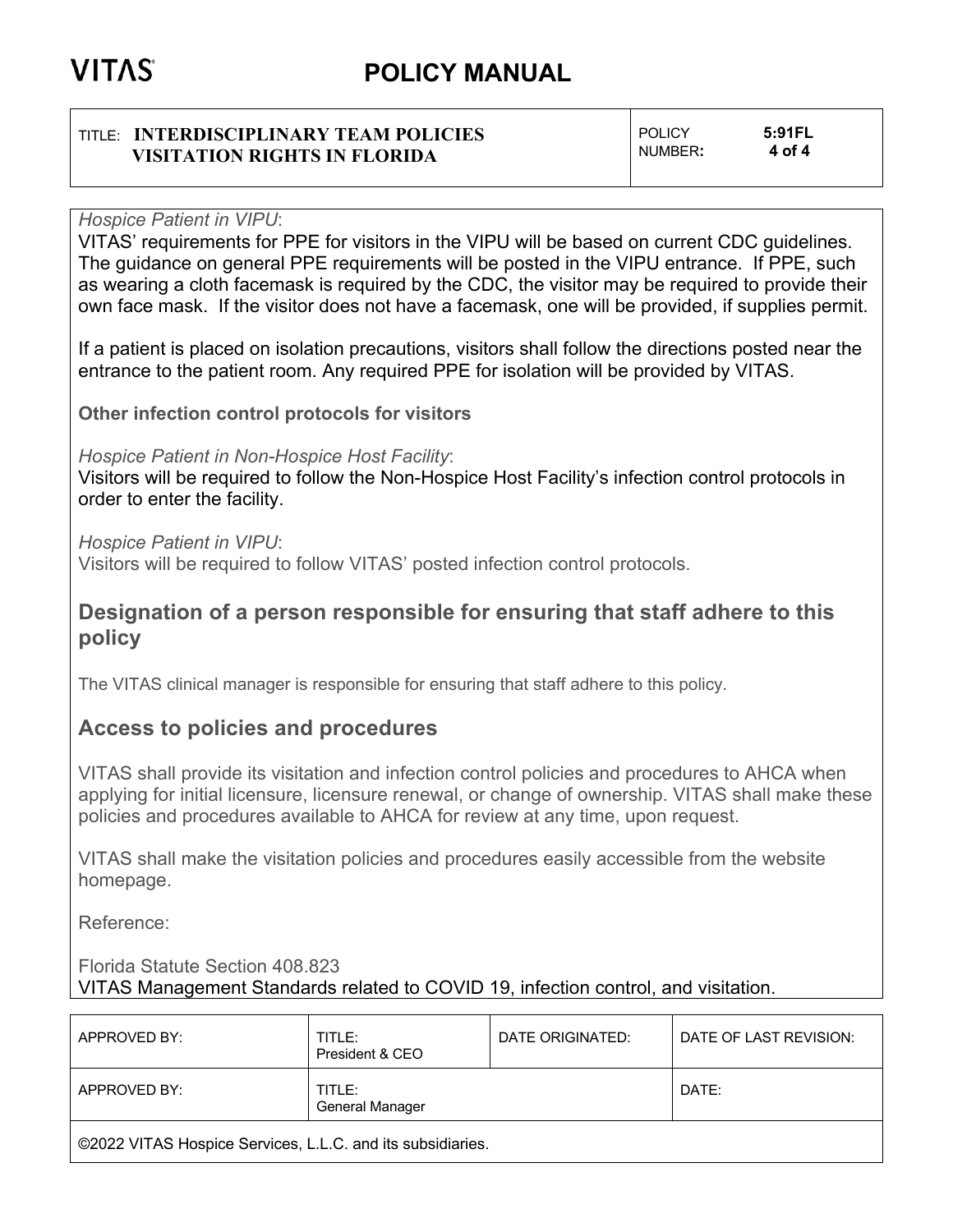*Hospice Patient in VIPU*:
VITAS' requirements for PPE for visitors in the VIPU will be based on current CDC guidelines. The guidance on general PPE requirements will be posted in the VIPU entrance. If PPE, such as wearing a cloth facemask is required by the CDC, the visitor may be required to provide their own face mask. If the visitor does not have a facemask, one will be provided, if supplies permit.

If a patient is placed on isolation precautions, visitors shall follow the directions posted near the entrance to the patient room. Any required PPE for isolation will be provided by VITAS.

**Other infection control protocols for visitors**

*Hospice Patient in Non-Hospice Host Facility*:
Visitors will be required to follow the Non-Hospice Host Facility's infection control protocols in order to enter the facility.

*Hospice Patient in VIPU*:
Visitors will be required to follow VITAS' posted infection control protocols.

## Designation of a person responsible for ensuring that staff adhere to this policy

The VITAS clinical manager is responsible for ensuring that staff adhere to this policy.

## Access to policies and procedures

VITAS shall provide its visitation and infection control policies and procedures to AHCA when applying for initial licensure, licensure renewal, or change of ownership. VITAS shall make these policies and procedures available to AHCA for review at any time, upon request.

VITAS shall make the visitation policies and procedures easily accessible from the website homepage.

Reference:

Florida Statute Section 408.823
VITAS Management Standards related to COVID 19, infection control, and visitation.

| | | | |
|---|---|---|---|
| APPROVED BY: | TITLE: President & CEO | DATE ORIGINATED: | DATE OF LAST REVISION: |
| APPROVED BY: | TITLE: General Manager | | DATE: |

©2022 VITAS Hospice Services, L.L.C. and its subsidiaries.